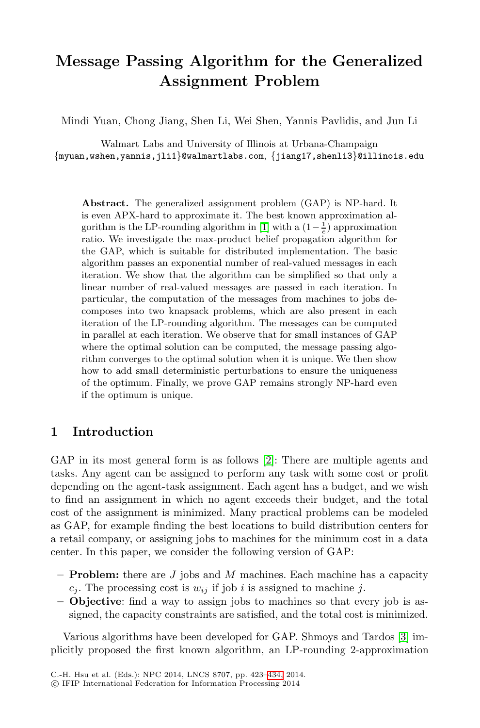# Message Passing Algorithm for the Generalized Assignment Problem

Mindi Yuan, Chong Jiang, Shen Li, Wei Shen, Yannis Pavlidis, and Jun Li

Walmart Labs and University of Illinois at Urbana-Champaign
{myuan,wshen,yannis,jli1}@walmartlabs.com, {jiang17,shenli3}@illinois.edu

**Abstract.** The generalized assignment problem (GAP) is NP-hard. It is even APX-hard to approximate it. The best known approximation algorithm is the LP-rounding algorithm in [1] with a $(1-\frac{1}{e})$ approximation ratio. We investigate the max-product belief propagation algorithm for the GAP, which is suitable for distributed implementation. The basic algorithm passes an exponential number of real-valued messages in each iteration. We show that the algorithm can be simplified so that only a linear number of real-valued messages are passed in each iteration. In particular, the computation of the messages from machines to jobs decomposes into two knapsack problems, which are also present in each iteration of the LP-rounding algorithm. The messages can be computed in parallel at each iteration. We observe that for small instances of GAP where the optimal solution can be computed, the message passing algorithm converges to the optimal solution when it is unique. We then show how to add small deterministic perturbations to ensure the uniqueness of the optimum. Finally, we prove GAP remains strongly NP-hard even if the optimum is unique.

## 1 Introduction

GAP in its most general form is as follows [2]: There are multiple agents and tasks. Any agent can be assigned to perform any task with some cost or profit depending on the agent-task assignment. Each agent has a budget, and we wish to find an assignment in which no agent exceeds their budget, and the total cost of the assignment is minimized. Many practical problems can be modeled as GAP, for example finding the best locations to build distribution centers for a retail company, or assigning jobs to machines for the minimum cost in a data center. In this paper, we consider the following version of GAP:

- **Problem:** there are $J$ jobs and $M$ machines. Each machine has a capacity $c_j$. The processing cost is $w_{ij}$ if job $i$ is assigned to machine $j$.
- **Objective**: find a way to assign jobs to machines so that every job is assigned, the capacity constraints are satisfied, and the total cost is minimized.

Various algorithms have been developed for GAP. Shmoys and Tardos [3] implicitly proposed the first known algorithm, an LP-rounding 2-approximation

C.-H. Hsu et al. (Eds.): NPC 2014, LNCS 8707, pp. 423–434, 2014.
© IFIP International Federation for Information Processing 2014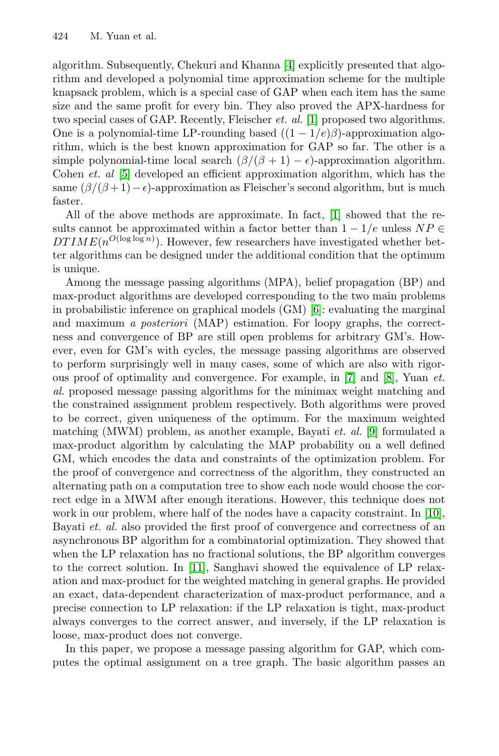algorithm. Subsequently, Chekuri and Khanna [4] explicitly presented that algorithm and developed a polynomial time approximation scheme for the multiple knapsack problem, which is a special case of GAP when each item has the same size and the same profit for every bin. They also proved the APX-hardness for two special cases of GAP. Recently, Fleischer *et. al.* [1] proposed two algorithms. One is a polynomial-time LP-rounding based $((1 - 1/e)\beta)$-approximation algorithm, which is the best known approximation for GAP so far. The other is a simple polynomial-time local search $(\beta/(\beta + 1) - \epsilon)$-approximation algorithm. Cohen *et. al* [5] developed an efficient approximation algorithm, which has the same $(\beta/(\beta+1)-\epsilon)$-approximation as Fleischer's second algorithm, but is much faster.

All of the above methods are approximate. In fact, [1] showed that the results cannot be approximated within a factor better than $1 - 1/e$ unless $NP \in DTIME(n^{O(\log \log n)})$. However, few researchers have investigated whether better algorithms can be designed under the additional condition that the optimum is unique.

Among the message passing algorithms (MPA), belief propagation (BP) and max-product algorithms are developed corresponding to the two main problems in probabilistic inference on graphical models (GM) [6]: evaluating the marginal and maximum *a posteriori* (MAP) estimation. For loopy graphs, the correctness and convergence of BP are still open problems for arbitrary GM's. However, even for GM's with cycles, the message passing algorithms are observed to perform surprisingly well in many cases, some of which are also with rigorous proof of optimality and convergence. For example, in [7] and [8], Yuan *et. al.* proposed message passing algorithms for the minimax weight matching and the constrained assignment problem respectively. Both algorithms were proved to be correct, given uniqueness of the optimum. For the maximum weighted matching (MWM) problem, as another example, Bayati *et. al.* [9] formulated a max-product algorithm by calculating the MAP probability on a well defined GM, which encodes the data and constraints of the optimization problem. For the proof of convergence and correctness of the algorithm, they constructed an alternating path on a computation tree to show each node would choose the correct edge in a MWM after enough iterations. However, this technique does not work in our problem, where half of the nodes have a capacity constraint. In [10], Bayati *et. al.* also provided the first proof of convergence and correctness of an asynchronous BP algorithm for a combinatorial optimization. They showed that when the LP relaxation has no fractional solutions, the BP algorithm converges to the correct solution. In [11], Sanghavi showed the equivalence of LP relaxation and max-product for the weighted matching in general graphs. He provided an exact, data-dependent characterization of max-product performance, and a precise connection to LP relaxation: if the LP relaxation is tight, max-product always converges to the correct answer, and inversely, if the LP relaxation is loose, max-product does not converge.

In this paper, we propose a message passing algorithm for GAP, which computes the optimal assignment on a tree graph. The basic algorithm passes an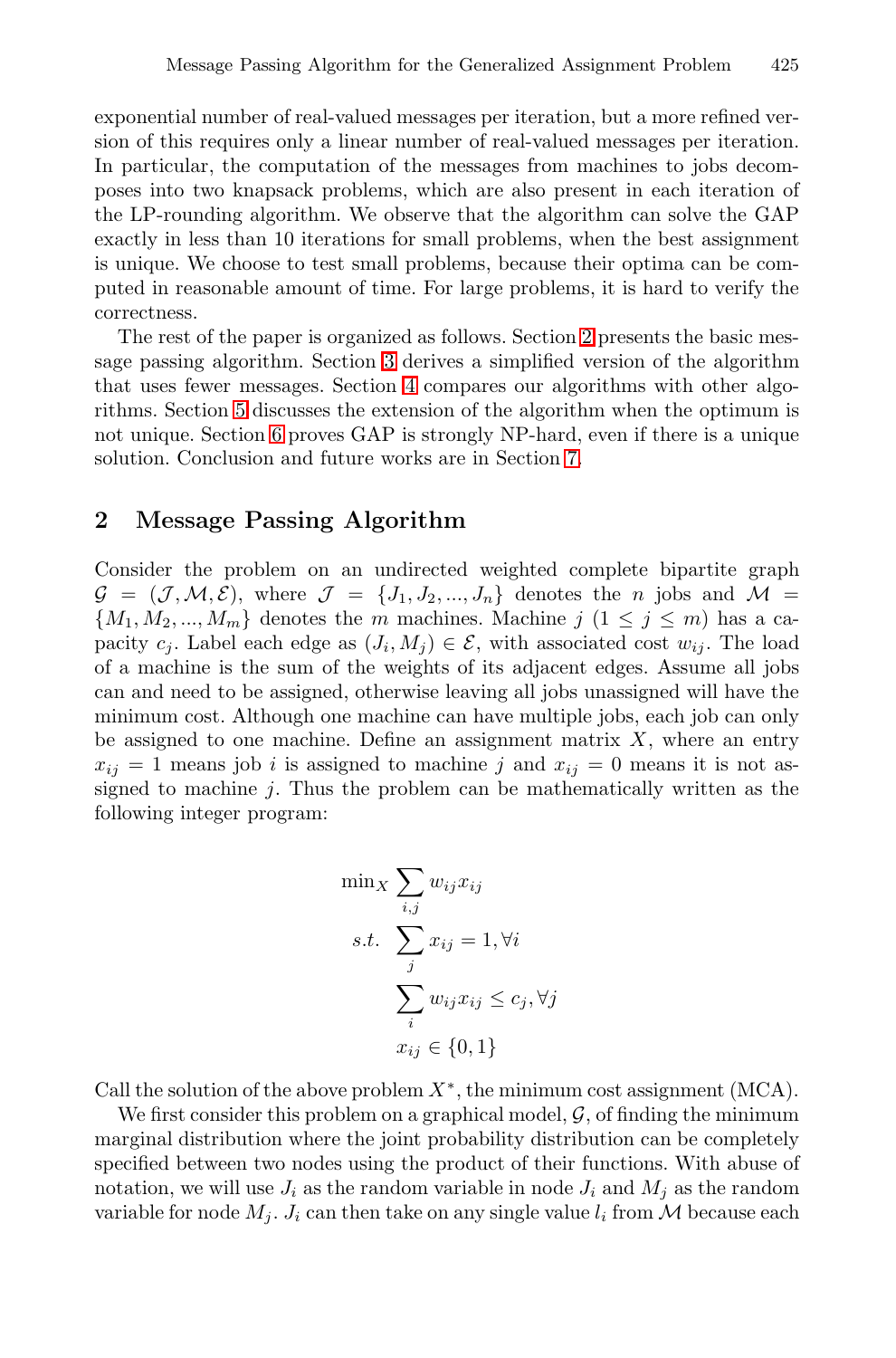exponential number of real-valued messages per iteration, but a more refined version of this requires only a linear number of real-valued messages per iteration. In particular, the computation of the messages from machines to jobs decomposes into two knapsack problems, which are also present in each iteration of the LP-rounding algorithm. We observe that the algorithm can solve the GAP exactly in less than 10 iterations for small problems, when the best assignment is unique. We choose to test small problems, because their optima can be computed in reasonable amount of time. For large problems, it is hard to verify the correctness.

The rest of the paper is organized as follows. Section 2 presents the basic message passing algorithm. Section 3 derives a simplified version of the algorithm that uses fewer messages. Section 4 compares our algorithms with other algorithms. Section 5 discusses the extension of the algorithm when the optimum is not unique. Section 6 proves GAP is strongly NP-hard, even if there is a unique solution. Conclusion and future works are in Section 7.

## 2 Message Passing Algorithm

Consider the problem on an undirected weighted complete bipartite graph $\mathcal{G} = (\mathcal{J}, \mathcal{M}, \mathcal{E})$, where $\mathcal{J} = \{J_1, J_2, ..., J_n\}$ denotes the $n$ jobs and $\mathcal{M} = \{M_1, M_2, ..., M_m\}$ denotes the $m$ machines. Machine $j$ ($1 \leq j \leq m$) has a capacity $c_j$. Label each edge as $(J_i, M_j) \in \mathcal{E}$, with associated cost $w_{ij}$. The load of a machine is the sum of the weights of its adjacent edges. Assume all jobs can and need to be assigned, otherwise leaving all jobs unassigned will have the minimum cost. Although one machine can have multiple jobs, each job can only be assigned to one machine. Define an assignment matrix $X$, where an entry $x_{ij} = 1$ means job $i$ is assigned to machine $j$ and $x_{ij} = 0$ means it is not assigned to machine $j$. Thus the problem can be mathematically written as the following integer program:

$$
\begin{aligned}
\min_X \; & \sum_{i,j} w_{ij} x_{ij} \\
s.t. \; & \sum_{j} x_{ij} = 1, \forall i \\
& \sum_{i} w_{ij} x_{ij} \leq c_j, \forall j \\
& x_{ij} \in \{0, 1\}
\end{aligned}
$$

Call the solution of the above problem $X^*$, the minimum cost assignment (MCA).

We first consider this problem on a graphical model, $\mathcal{G}$, of finding the minimum marginal distribution where the joint probability distribution can be completely specified between two nodes using the product of their functions. With abuse of notation, we will use $J_i$ as the random variable in node $J_i$ and $M_j$ as the random variable for node $M_j$. $J_i$ can then take on any single value $l_i$ from $\mathcal{M}$ because each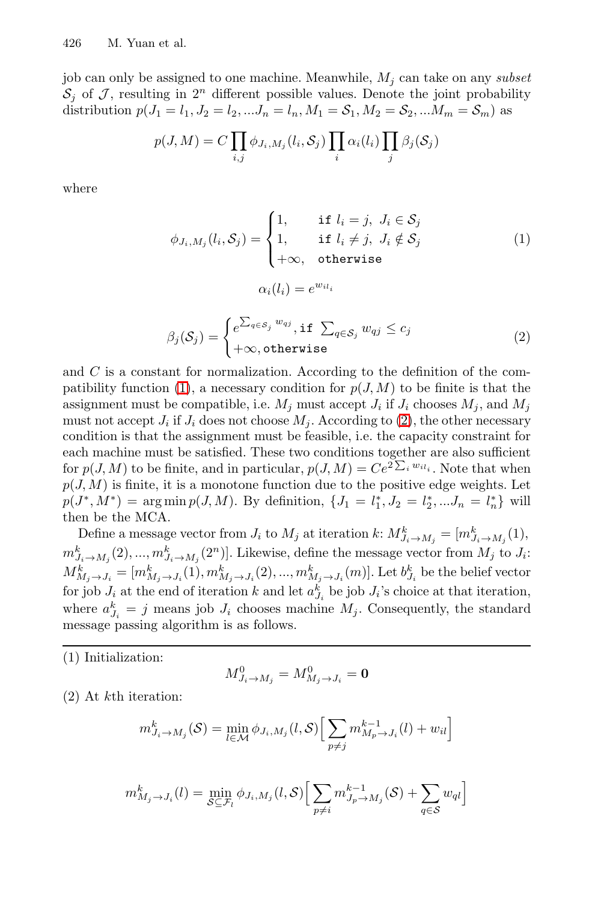job can only be assigned to one machine. Meanwhile, $M_j$ can take on any *subset* $\mathcal{S}_j$ of $\mathcal{J}$, resulting in $2^n$ different possible values. Denote the joint probability distribution $p(J_1 = l_1, J_2 = l_2, ...J_n = l_n, M_1 = \mathcal{S}_1, M_2 = \mathcal{S}_2, ...M_m = \mathcal{S}_m)$ as

$$p(J, M) = C \prod_{i,j} \phi_{J_i, M_j}(l_i, \mathcal{S}_j) \prod_i \alpha_i(l_i) \prod_j \beta_j(\mathcal{S}_j)$$

where

$$\phi_{J_i, M_j}(l_i, \mathcal{S}_j) = \begin{cases} 1, & \texttt{if } l_i = j,\ J_i \in \mathcal{S}_j \\ 1, & \texttt{if } l_i \neq j,\ J_i \notin \mathcal{S}_j \\ +\infty, & \texttt{otherwise} \end{cases} \tag{1}$$

$$\alpha_i(l_i) = e^{w_{il_i}}$$

$$\beta_j(\mathcal{S}_j) = \begin{cases} e^{\sum_{q \in \mathcal{S}_j} w_{qj}}, \texttt{if } \sum_{q \in \mathcal{S}_j} w_{qj} \leq c_j \\ +\infty, \texttt{otherwise} \end{cases} \tag{2}$$

and $C$ is a constant for normalization. According to the definition of the compatibility function (1), a necessary condition for $p(J, M)$ to be finite is that the assignment must be compatible, i.e. $M_j$ must accept $J_i$ if $J_i$ chooses $M_j$, and $M_j$ must not accept $J_i$ if $J_i$ does not choose $M_j$. According to (2), the other necessary condition is that the assignment must be feasible, i.e. the capacity constraint for each machine must be satisfied. These two conditions together are also sufficient for $p(J, M)$ to be finite, and in particular, $p(J, M) = Ce^{2 \sum_i w_{il_i}}$. Note that when $p(J, M)$ is finite, it is a monotone function due to the positive edge weights. Let $p(J^*, M^*) = \arg\min p(J, M)$. By definition, $\{J_1 = l_1^*, J_2 = l_2^*, ...J_n = l_n^*\}$ will then be the MCA.

Define a message vector from $J_i$ to $M_j$ at iteration $k$: $M^k_{J_i \to M_j} = [m^k_{J_i \to M_j}(1), m^k_{J_i \to M_j}(2), ..., m^k_{J_i \to M_j}(2^n)]$. Likewise, define the message vector from $M_j$ to $J_i$: $M^k_{M_j \to J_i} = [m^k_{M_j \to J_i}(1), m^k_{M_j \to J_i}(2), ..., m^k_{M_j \to J_i}(m)]$. Let $b^k_{J_i}$ be the belief vector for job $J_i$ at the end of iteration $k$ and let $a^k_{J_i}$ be job $J_i$'s choice at that iteration, where $a^k_{J_i} = j$ means job $J_i$ chooses machine $M_j$. Consequently, the standard message passing algorithm is as follows.

---

(1) Initialization:

$$M^0_{J_i \to M_j} = M^0_{M_j \to J_i} = \mathbf{0}$$

(2) At $k$th iteration:

$$m^k_{J_i \to M_j}(\mathcal{S}) = \min_{l \in \mathcal{M}} \phi_{J_i, M_j}(l, \mathcal{S}) \Big[ \sum_{p \neq j} m^{k-1}_{M_p \to J_i}(l) + w_{il} \Big]$$

$$m^k_{M_j \to J_i}(l) = \min_{\mathcal{S} \subseteq \mathcal{F}_l} \phi_{J_i, M_j}(l, \mathcal{S}) \Big[ \sum_{p \neq i} m^{k-1}_{J_p \to M_j}(\mathcal{S}) + \sum_{q \in \mathcal{S}} w_{ql} \Big]$$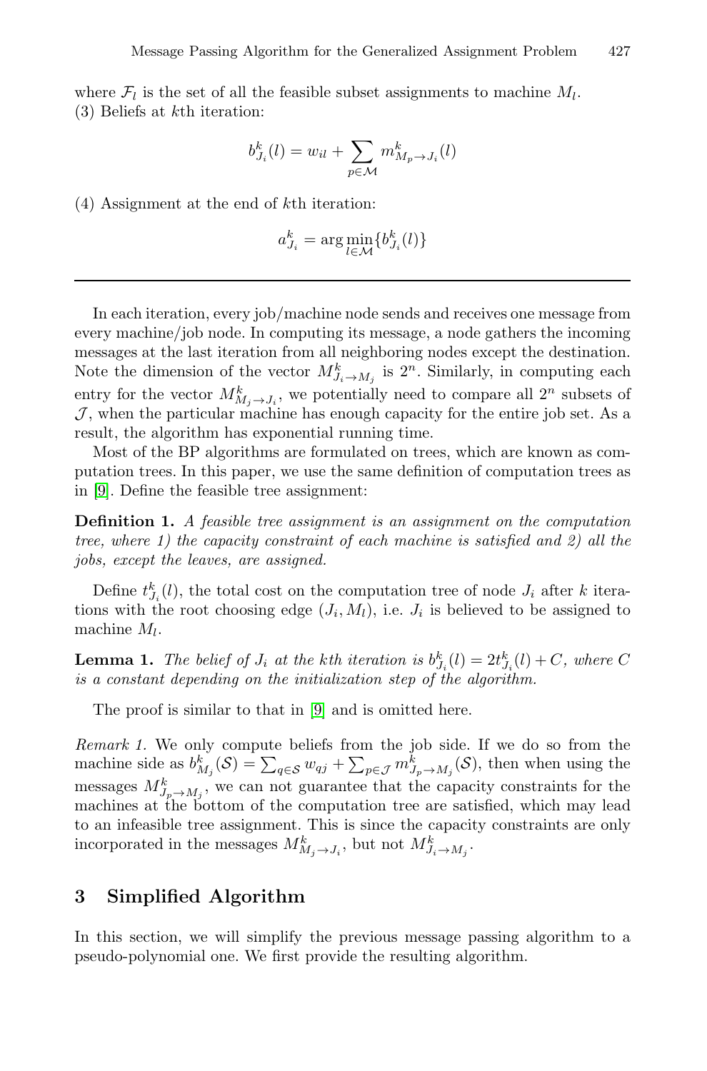where $\mathcal{F}_l$ is the set of all the feasible subset assignments to machine $M_l$.
(3) Beliefs at $k$th iteration:

$$b^k_{J_i}(l) = w_{il} + \sum_{p \in \mathcal{M}} m^k_{M_p \to J_i}(l)$$

(4) Assignment at the end of $k$th iteration:

$$a^k_{J_i} = \arg\min_{l \in \mathcal{M}} \{b^k_{J_i}(l)\}$$

---

In each iteration, every job/machine node sends and receives one message from every machine/job node. In computing its message, a node gathers the incoming messages at the last iteration from all neighboring nodes except the destination. Note the dimension of the vector $M^k_{J_i \to M_j}$ is $2^n$. Similarly, in computing each entry for the vector $M^k_{M_j \to J_i}$, we potentially need to compare all $2^n$ subsets of $\mathcal{J}$, when the particular machine has enough capacity for the entire job set. As a result, the algorithm has exponential running time.

Most of the BP algorithms are formulated on trees, which are known as computation trees. In this paper, we use the same definition of computation trees as in [9]. Define the feasible tree assignment:

**Definition 1.** *A feasible tree assignment is an assignment on the computation tree, where 1) the capacity constraint of each machine is satisfied and 2) all the jobs, except the leaves, are assigned.*

Define $t^k_{J_i}(l)$, the total cost on the computation tree of node $J_i$ after $k$ iterations with the root choosing edge $(J_i, M_l)$, i.e. $J_i$ is believed to be assigned to machine $M_l$.

**Lemma 1.** *The belief of $J_i$ at the kth iteration is $b^k_{J_i}(l) = 2t^k_{J_i}(l) + C$, where $C$ is a constant depending on the initialization step of the algorithm.*

The proof is similar to that in [9] and is omitted here.

*Remark 1.* We only compute beliefs from the job side. If we do so from the machine side as $b^k_{M_j}(\mathcal{S}) = \sum_{q \in \mathcal{S}} w_{qj} + \sum_{p \in \mathcal{J}} m^k_{J_p \to M_j}(\mathcal{S})$, then when using the messages $M^k_{J_p \to M_j}$, we can not guarantee that the capacity constraints for the machines at the bottom of the computation tree are satisfied, which may lead to an infeasible tree assignment. This is since the capacity constraints are only incorporated in the messages $M^k_{M_j \to J_i}$, but not $M^k_{J_i \to M_j}$.

## 3 Simplified Algorithm

In this section, we will simplify the previous message passing algorithm to a pseudo-polynomial one. We first provide the resulting algorithm.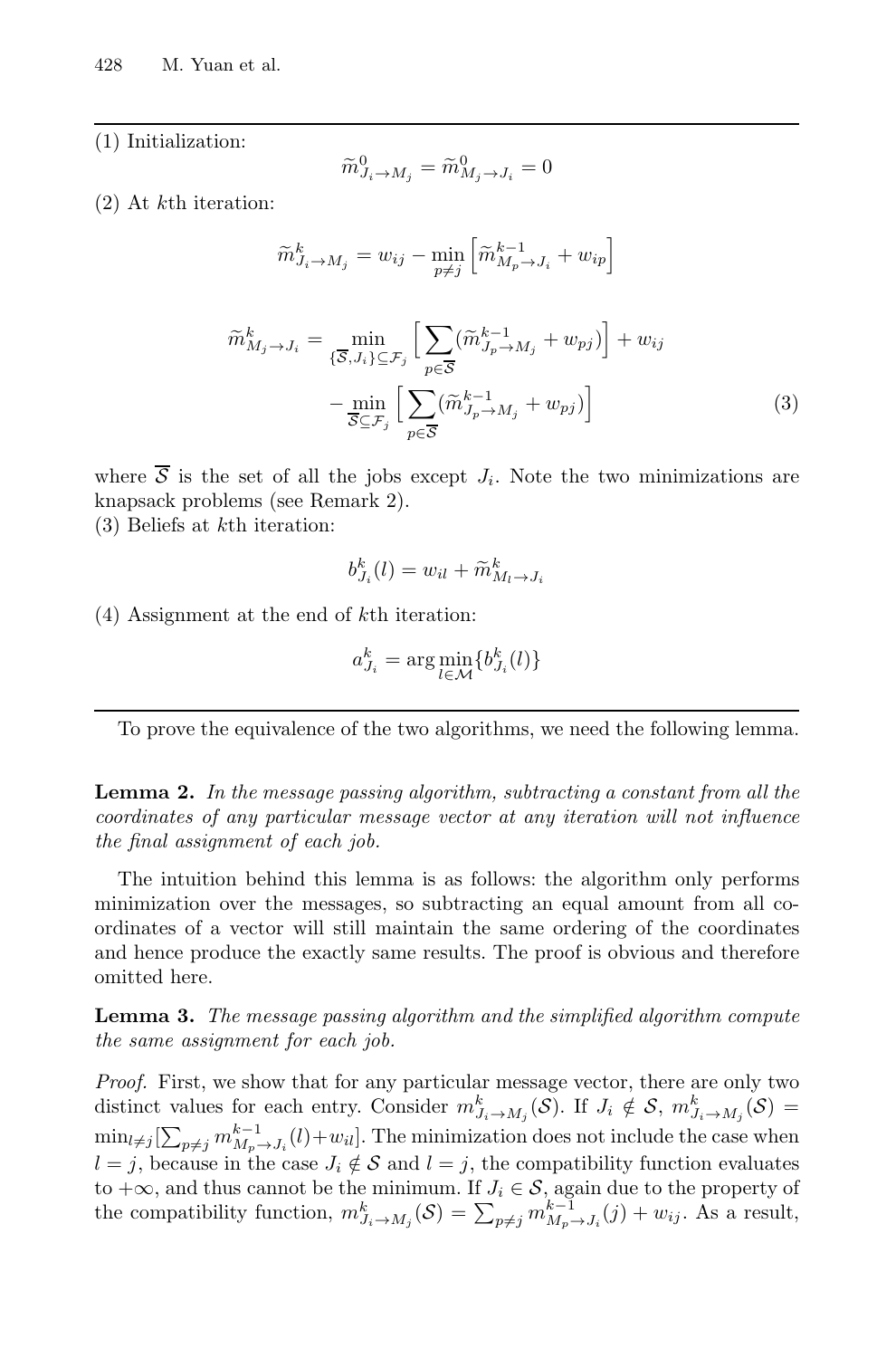(1) Initialization:

$$\widetilde{m}^0_{J_i \to M_j} = \widetilde{m}^0_{M_j \to J_i} = 0$$

(2) At $k$th iteration:

$$\widetilde{m}^k_{J_i \to M_j} = w_{ij} - \min_{p \neq j} \left[ \widetilde{m}^{k-1}_{M_p \to J_i} + w_{ip} \right]$$

$$\begin{aligned} \widetilde{m}^k_{M_j \to J_i} = & \min_{\{\overline{\mathcal{S}}, J_i\} \subseteq \mathcal{F}_j} \Big[ \sum_{p \in \overline{\mathcal{S}}} (\widetilde{m}^{k-1}_{J_p \to M_j} + w_{pj}) \Big] + w_{ij} \\ & - \min_{\overline{\mathcal{S}} \subseteq \mathcal{F}_j} \Big[ \sum_{p \in \overline{\mathcal{S}}} (\widetilde{m}^{k-1}_{J_p \to M_j} + w_{pj}) \Big] \end{aligned} \tag{3}$$

where $\overline{\mathcal{S}}$ is the set of all the jobs except $J_i$. Note the two minimizations are knapsack problems (see Remark 2).

(3) Beliefs at $k$th iteration:

$$b^k_{J_i}(l) = w_{il} + \widetilde{m}^k_{M_l \to J_i}$$

(4) Assignment at the end of $k$th iteration:

$$a^k_{J_i} = \arg\min_{l \in \mathcal{M}} \{ b^k_{J_i}(l) \}$$

To prove the equivalence of the two algorithms, we need the following lemma.

**Lemma 2.** *In the message passing algorithm, subtracting a constant from all the coordinates of any particular message vector at any iteration will not influence the final assignment of each job.*

The intuition behind this lemma is as follows: the algorithm only performs minimization over the messages, so subtracting an equal amount from all coordinates of a vector will still maintain the same ordering of the coordinates and hence produce the exactly same results. The proof is obvious and therefore omitted here.

**Lemma 3.** *The message passing algorithm and the simplified algorithm compute the same assignment for each job.*

*Proof.* First, we show that for any particular message vector, there are only two distinct values for each entry. Consider $m^k_{J_i \to M_j}(\mathcal{S})$. If $J_i \notin \mathcal{S}$, $m^k_{J_i \to M_j}(\mathcal{S}) = \min_{l \neq j} [\sum_{p \neq j} m^{k-1}_{M_p \to J_i}(l) + w_{il}]$. The minimization does not include the case when $l = j$, because in the case $J_i \notin \mathcal{S}$ and $l = j$, the compatibility function evaluates to $+\infty$, and thus cannot be the minimum. If $J_i \in \mathcal{S}$, again due to the property of the compatibility function, $m^k_{J_i \to M_j}(\mathcal{S}) = \sum_{p \neq j} m^{k-1}_{M_p \to J_i}(j) + w_{ij}$. As a result,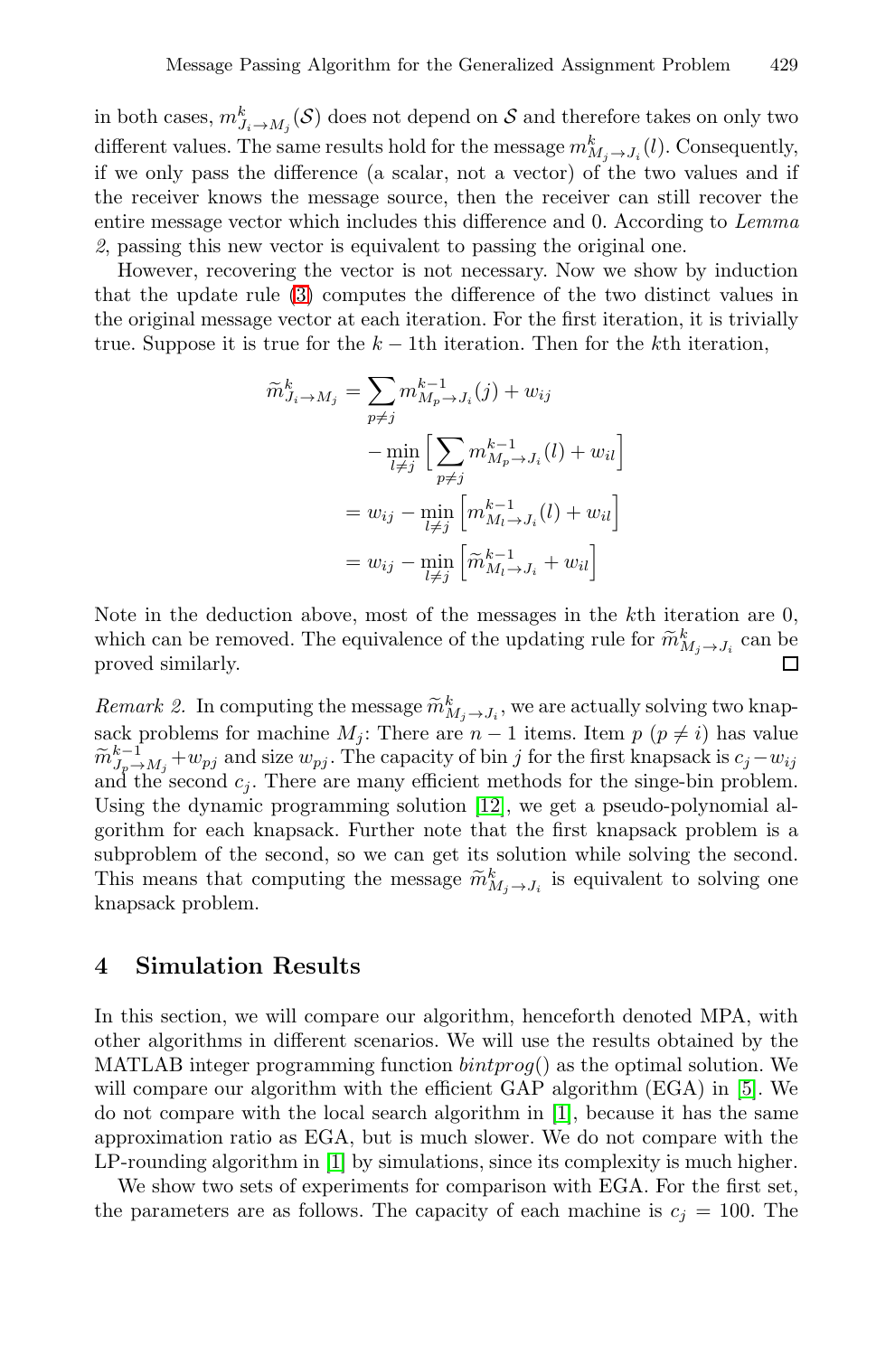in both cases, $m^k_{J_i \to M_j}(\mathcal{S})$ does not depend on $\mathcal{S}$ and therefore takes on only two different values. The same results hold for the message $m^k_{M_j \to J_i}(l)$. Consequently, if we only pass the difference (a scalar, not a vector) of the two values and if the receiver knows the message source, then the receiver can still recover the entire message vector which includes this difference and 0. According to *Lemma 2*, passing this new vector is equivalent to passing the original one.

However, recovering the vector is not necessary. Now we show by induction that the update rule (3) computes the difference of the two distinct values in the original message vector at each iteration. For the first iteration, it is trivially true. Suppose it is true for the $k-1$th iteration. Then for the $k$th iteration,

$$
\begin{aligned}
\widetilde{m}^k_{J_i \to M_j} &= \sum_{p \neq j} m^{k-1}_{M_p \to J_i}(j) + w_{ij} \\
&\quad - \min_{l \neq j} \Big[ \sum_{p \neq j} m^{k-1}_{M_p \to J_i}(l) + w_{il} \Big] \\
&= w_{ij} - \min_{l \neq j} \Big[ m^{k-1}_{M_l \to J_i}(l) + w_{il} \Big] \\
&= w_{ij} - \min_{l \neq j} \Big[ \widetilde{m}^{k-1}_{M_l \to J_i} + w_{il} \Big]
\end{aligned}
$$

Note in the deduction above, most of the messages in the $k$th iteration are 0, which can be removed. The equivalence of the updating rule for $\widetilde{m}^k_{M_j \to J_i}$ can be proved similarly. □

*Remark 2.* In computing the message $\widetilde{m}^k_{M_j \to J_i}$, we are actually solving two knapsack problems for machine $M_j$: There are $n-1$ items. Item $p$ ($p \neq i$) has value $\widetilde{m}^{k-1}_{J_p \to M_j} + w_{pj}$ and size $w_{pj}$. The capacity of bin $j$ for the first knapsack is $c_j - w_{ij}$ and the second $c_j$. There are many efficient methods for the singe-bin problem. Using the dynamic programming solution [12], we get a pseudo-polynomial algorithm for each knapsack. Further note that the first knapsack problem is a subproblem of the second, so we can get its solution while solving the second. This means that computing the message $\widetilde{m}^k_{M_j \to J_i}$ is equivalent to solving one knapsack problem.

## 4 Simulation Results

In this section, we will compare our algorithm, henceforth denoted MPA, with other algorithms in different scenarios. We will use the results obtained by the MATLAB integer programming function *bintprog*() as the optimal solution. We will compare our algorithm with the efficient GAP algorithm (EGA) in [5]. We do not compare with the local search algorithm in [1], because it has the same approximation ratio as EGA, but is much slower. We do not compare with the LP-rounding algorithm in [1] by simulations, since its complexity is much higher.

We show two sets of experiments for comparison with EGA. For the first set, the parameters are as follows. The capacity of each machine is $c_j = 100$. The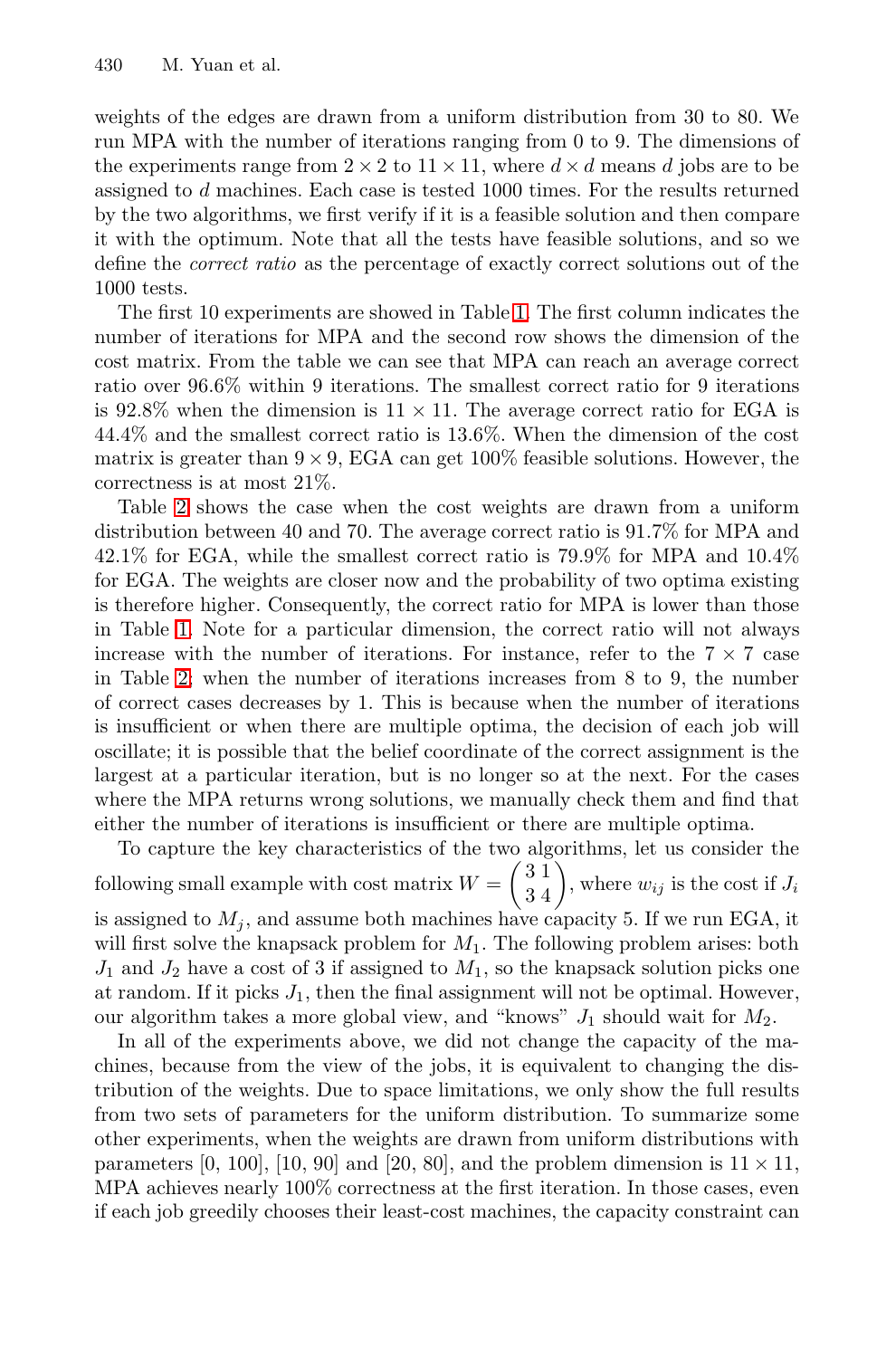weights of the edges are drawn from a uniform distribution from 30 to 80. We run MPA with the number of iterations ranging from 0 to 9. The dimensions of the experiments range from $2 \times 2$ to $11 \times 11$, where $d \times d$ means $d$ jobs are to be assigned to $d$ machines. Each case is tested 1000 times. For the results returned by the two algorithms, we first verify if it is a feasible solution and then compare it with the optimum. Note that all the tests have feasible solutions, and so we define the *correct ratio* as the percentage of exactly correct solutions out of the 1000 tests.

The first 10 experiments are showed in Table 1. The first column indicates the number of iterations for MPA and the second row shows the dimension of the cost matrix. From the table we can see that MPA can reach an average correct ratio over 96.6% within 9 iterations. The smallest correct ratio for 9 iterations is 92.8% when the dimension is $11 \times 11$. The average correct ratio for EGA is 44.4% and the smallest correct ratio is 13.6%. When the dimension of the cost matrix is greater than $9 \times 9$, EGA can get 100% feasible solutions. However, the correctness is at most 21%.

Table 2 shows the case when the cost weights are drawn from a uniform distribution between 40 and 70. The average correct ratio is 91.7% for MPA and 42.1% for EGA, while the smallest correct ratio is 79.9% for MPA and 10.4% for EGA. The weights are closer now and the probability of two optima existing is therefore higher. Consequently, the correct ratio for MPA is lower than those in Table 1. Note for a particular dimension, the correct ratio will not always increase with the number of iterations. For instance, refer to the $7 \times 7$ case in Table 2: when the number of iterations increases from 8 to 9, the number of correct cases decreases by 1. This is because when the number of iterations is insufficient or when there are multiple optima, the decision of each job will oscillate; it is possible that the belief coordinate of the correct assignment is the largest at a particular iteration, but is no longer so at the next. For the cases where the MPA returns wrong solutions, we manually check them and find that either the number of iterations is insufficient or there are multiple optima.

To capture the key characteristics of the two algorithms, let us consider the following small example with cost matrix $W = \begin{pmatrix} 3 & 1 \\ 3 & 4 \end{pmatrix}$, where $w_{ij}$ is the cost if $J_i$ is assigned to $M_j$, and assume both machines have capacity 5. If we run EGA, it will first solve the knapsack problem for $M_1$. The following problem arises: both $J_1$ and $J_2$ have a cost of 3 if assigned to $M_1$, so the knapsack solution picks one at random. If it picks $J_1$, then the final assignment will not be optimal. However, our algorithm takes a more global view, and "knows" $J_1$ should wait for $M_2$.

In all of the experiments above, we did not change the capacity of the machines, because from the view of the jobs, it is equivalent to changing the distribution of the weights. Due to space limitations, we only show the full results from two sets of parameters for the uniform distribution. To summarize some other experiments, when the weights are drawn from uniform distributions with parameters [0, 100], [10, 90] and [20, 80], and the problem dimension is $11 \times 11$, MPA achieves nearly 100% correctness at the first iteration. In those cases, even if each job greedily choose their least-cost machines, the capacity constraint can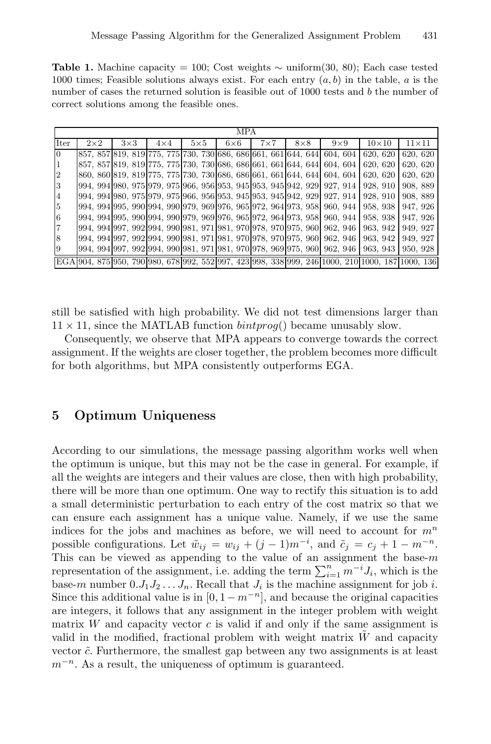**Table 1.** Machine capacity = 100; Cost weights ∼ uniform(30, 80); Each case tested 1000 times; Feasible solutions always exist. For each entry $(a, b)$ in the table, $a$ is the number of cases the returned solution is feasible out of 1000 tests and $b$ the number of correct solutions among the feasible ones.

| | MPA | | | | | | | | | |
|---|---|---|---|---|---|---|---|---|---|---|
| Iter | 2×2 | 3×3 | 4×4 | 5×5 | 6×6 | 7×7 | 8×8 | 9×9 | 10×10 | 11×11 |
| 0 | 857, 857 | 819, 819 | 775, 775 | 730, 730 | 686, 686 | 661, 661 | 644, 644 | 604, 604 | 620, 620 | 620, 620 |
| 1 | 857, 857 | 819, 819 | 775, 775 | 730, 730 | 686, 686 | 661, 661 | 644, 644 | 604, 604 | 620, 620 | 620, 620 |
| 2 | 860, 860 | 819, 819 | 775, 775 | 730, 730 | 686, 686 | 661, 661 | 644, 644 | 604, 604 | 620, 620 | 620, 620 |
| 3 | 994, 994 | 980, 975 | 979, 975 | 966, 956 | 953, 945 | 953, 945 | 942, 929 | 927, 914 | 928, 910 | 908, 889 |
| 4 | 994, 994 | 980, 975 | 979, 975 | 966, 956 | 953, 945 | 953, 945 | 942, 929 | 927, 914 | 928, 910 | 908, 889 |
| 5 | 994, 994 | 995, 990 | 994, 990 | 979, 969 | 976, 965 | 972, 964 | 973, 958 | 960, 944 | 958, 938 | 947, 926 |
| 6 | 994, 994 | 995, 990 | 994, 990 | 979, 969 | 976, 965 | 972, 964 | 973, 958 | 960, 944 | 958, 938 | 947, 926 |
| 7 | 994, 994 | 997, 992 | 994, 990 | 981, 971 | 981, 970 | 978, 970 | 975, 960 | 962, 946 | 963, 942 | 949, 927 |
| 8 | 994, 994 | 997, 992 | 994, 990 | 981, 971 | 981, 970 | 978, 970 | 975, 960 | 962, 946 | 963, 942 | 949, 927 |
| 9 | 994, 994 | 997, 992 | 994, 990 | 981, 971 | 981, 970 | 978, 969 | 975, 960 | 962, 946 | 963, 943 | 950, 928 |
| EGA | 904, 875 | 950, 790 | 980, 678 | 992, 552 | 997, 423 | 998, 338 | 999, 246 | 1000, 210 | 1000, 187 | 1000, 136 |

still be satisfied with high probability. We did not test dimensions larger than $11 \times 11$, since the MATLAB function *bintprog*() became unusably slow.

Consequently, we observe that MPA appears to converge towards the correct assignment. If the weights are closer together, the problem becomes more difficult for both algorithms, but MPA consistently outperforms EGA.

## 5 Optimum Uniqueness

According to our simulations, the message passing algorithm works well when the optimum is unique, but this may not be the case in general. For example, if all the weights are integers and their values are close, then with high probability, there will be more than one optimum. One way to rectify this situation is to add a small deterministic perturbation to each entry of the cost matrix so that we can ensure each assignment has a unique value. Namely, if we use the same indices for the jobs and machines as before, we will need to account for $m^n$ possible configurations. Let $\tilde{w}_{ij} = w_{ij} + (j-1)m^{-i}$, and $\tilde{c}_j = c_j + 1 - m^{-n}$. This can be viewed as appending to the value of an assignment the base-$m$ representation of the assignment, i.e. adding the term $\sum_{i=1}^{n} m^{-i} J_i$, which is the base-$m$ number $0.J_1 J_2 \ldots J_n$. Recall that $J_i$ is the machine assignment for job $i$. Since this additional value is in $[0, 1 - m^{-n}]$, and because the original capacities are integers, it follows that any assignment in the integer problem with weight matrix $W$ and capacity vector $c$ is valid if and only if the same assignment is valid in the modified, fractional problem with weight matrix $\tilde{W}$ and capacity vector $\tilde{c}$. Furthermore, the smallest gap between any two assignments is at least $m^{-n}$. As a result, the uniqueness of optimum is guaranteed.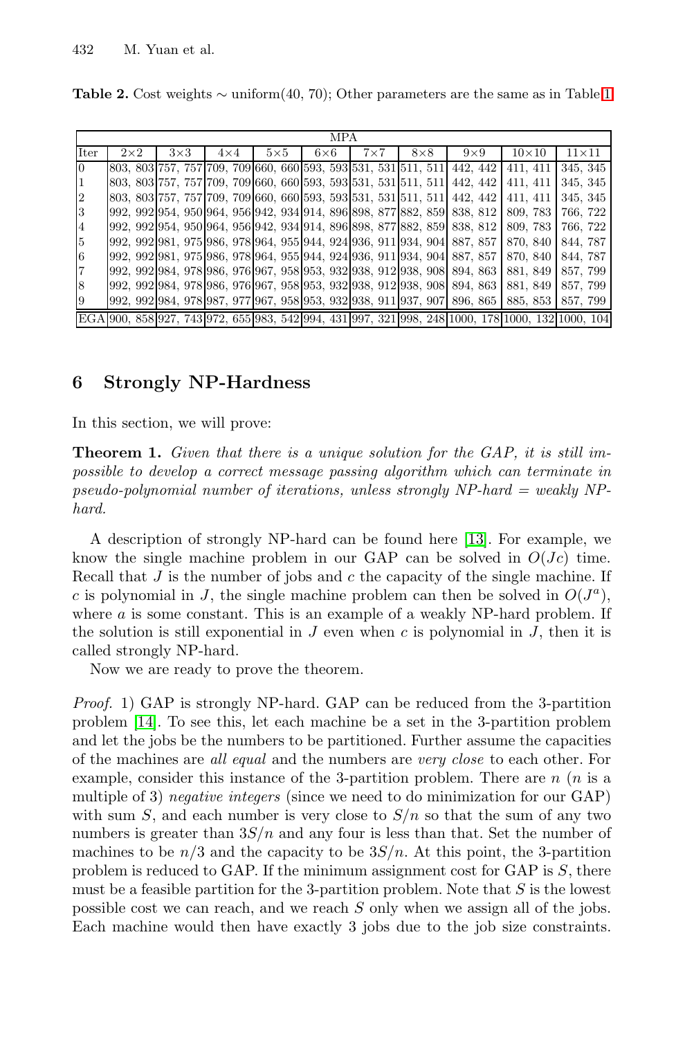**Table 2.** Cost weights ∼ uniform(40, 70); Other parameters are the same as in Table 1

| MPA | | | | | | | | | | |
|---|---|---|---|---|---|---|---|---|---|---|
| Iter | 2×2 | 3×3 | 4×4 | 5×5 | 6×6 | 7×7 | 8×8 | 9×9 | 10×10 | 11×11 |
| 0 | 803, 803 | 757, 757 | 709, 709 | 660, 660 | 593, 593 | 531, 531 | 511, 511 | 442, 442 | 411, 411 | 345, 345 |
| 1 | 803, 803 | 757, 757 | 709, 709 | 660, 660 | 593, 593 | 531, 531 | 511, 511 | 442, 442 | 411, 411 | 345, 345 |
| 2 | 803, 803 | 757, 757 | 709, 709 | 660, 660 | 593, 593 | 531, 531 | 511, 511 | 442, 442 | 411, 411 | 345, 345 |
| 3 | 992, 992 | 954, 950 | 964, 956 | 942, 934 | 914, 896 | 898, 877 | 882, 859 | 838, 812 | 809, 783 | 766, 722 |
| 4 | 992, 992 | 954, 950 | 964, 956 | 942, 934 | 914, 896 | 898, 877 | 882, 859 | 838, 812 | 809, 783 | 766, 722 |
| 5 | 992, 992 | 981, 975 | 986, 978 | 964, 955 | 944, 924 | 936, 911 | 934, 904 | 887, 857 | 870, 840 | 844, 787 |
| 6 | 992, 992 | 981, 975 | 986, 978 | 964, 955 | 944, 924 | 936, 911 | 934, 904 | 887, 857 | 870, 840 | 844, 787 |
| 7 | 992, 992 | 984, 978 | 986, 976 | 967, 958 | 953, 932 | 938, 912 | 938, 908 | 894, 863 | 881, 849 | 857, 799 |
| 8 | 992, 992 | 984, 978 | 986, 976 | 967, 958 | 953, 932 | 938, 912 | 938, 908 | 894, 863 | 881, 849 | 857, 799 |
| 9 | 992, 992 | 984, 978 | 987, 977 | 967, 958 | 953, 932 | 938, 911 | 937, 907 | 896, 865 | 885, 853 | 857, 799 |
| EGA | 900, 858 | 927, 743 | 972, 655 | 983, 542 | 994, 431 | 997, 321 | 998, 248 | 1000, 178 | 1000, 132 | 1000, 104 |

## 6 Strongly NP-Hardness

In this section, we will prove:

**Theorem 1.** *Given that there is a unique solution for the GAP, it is still impossible to develop a correct message passing algorithm which can terminate in pseudo-polynomial number of iterations, unless strongly NP-hard = weakly NP-hard.*

A description of strongly NP-hard can be found here [13]. For example, we know the single machine problem in our GAP can be solved in $O(Jc)$ time. Recall that $J$ is the number of jobs and $c$ the capacity of the single machine. If $c$ is polynomial in $J$, the single machine problem can then be solved in $O(J^a)$, where $a$ is some constant. This is an example of a weakly NP-hard problem. If the solution is still exponential in $J$ even when $c$ is polynomial in $J$, then it is called strongly NP-hard.

Now we are ready to prove the theorem.

*Proof.* 1) GAP is strongly NP-hard. GAP can be reduced from the 3-partition problem [14]. To see this, let each machine be a set in the 3-partition problem and let the jobs be the numbers to be partitioned. Further assume the capacities of the machines are *all equal* and the numbers are *very close* to each other. For example, consider this instance of the 3-partition problem. There are $n$ ($n$ is a multiple of 3) *negative integers* (since we need to do minimization for our GAP) with sum $S$, and each number is very close to $S/n$ so that the sum of any two numbers is greater than $3S/n$ and any four is less than that. Set the number of machines to be $n/3$ and the capacity to be $3S/n$. At this point, the 3-partition problem is reduced to GAP. If the minimum assignment cost for GAP is $S$, there must be a feasible partition for the 3-partition problem. Note that $S$ is the lowest possible cost we can reach, and we reach $S$ only when we assign all of the jobs. Each machine would then have exactly 3 jobs due to the job size constraints.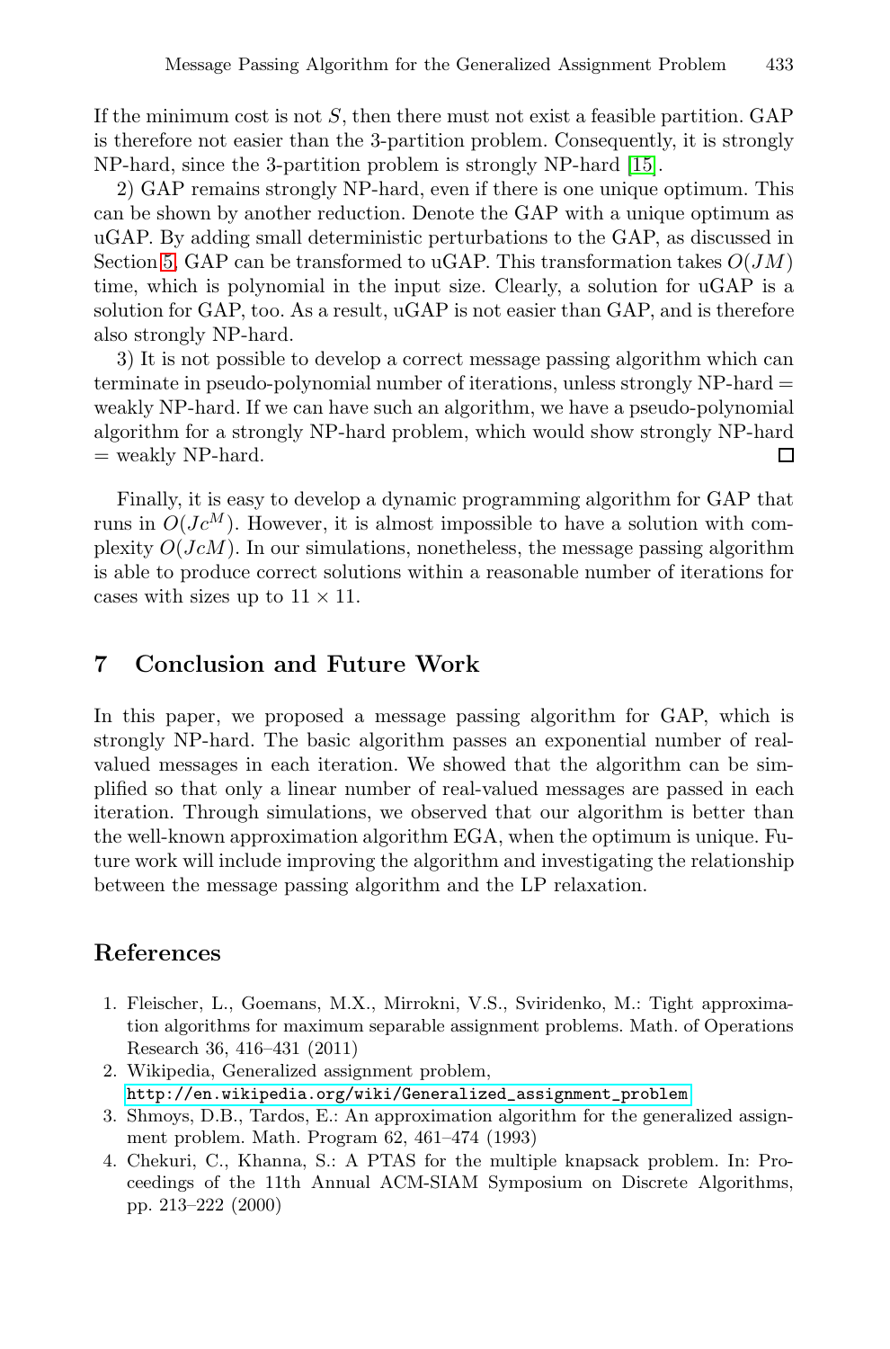If the minimum cost is not $S$, then there must not exist a feasible partition. GAP is therefore not easier than the 3-partition problem. Consequently, it is strongly NP-hard, since the 3-partition problem is strongly NP-hard [15].

2) GAP remains strongly NP-hard, even if there is one unique optimum. This can be shown by another reduction. Denote the GAP with a unique optimum as uGAP. By adding small deterministic perturbations to the GAP, as discussed in Section 5, GAP can be transformed to uGAP. This transformation takes $O(JM)$ time, which is polynomial in the input size. Clearly, a solution for uGAP is a solution for GAP, too. As a result, uGAP is not easier than GAP, and is therefore also strongly NP-hard.

3) It is not possible to develop a correct message passing algorithm which can terminate in pseudo-polynomial number of iterations, unless strongly NP-hard = weakly NP-hard. If we can have such an algorithm, we have a pseudo-polynomial algorithm for a strongly NP-hard problem, which would show strongly NP-hard = weakly NP-hard. □

Finally, it is easy to develop a dynamic programming algorithm for GAP that runs in $O(Jc^M)$. However, it is almost impossible to have a solution with complexity $O(JcM)$. In our simulations, nonetheless, the message passing algorithm is able to produce correct solutions within a reasonable number of iterations for cases with sizes up to $11 \times 11$.

## 7 Conclusion and Future Work

In this paper, we proposed a message passing algorithm for GAP, which is strongly NP-hard. The basic algorithm passes an exponential number of real-valued messages in each iteration. We showed that the algorithm can be simplified so that only a linear number of real-valued messages are passed in each iteration. Through simulations, we observed that our algorithm is better than the well-known approximation algorithm EGA, when the optimum is unique. Future work will include improving the algorithm and investigating the relationship between the message passing algorithm and the LP relaxation.

## References

1. Fleischer, L., Goemans, M.X., Mirrokni, V.S., Sviridenko, M.: Tight approximation algorithms for maximum separable assignment problems. Math. of Operations Research 36, 416–431 (2011)
2. Wikipedia, Generalized assignment problem, http://en.wikipedia.org/wiki/Generalized_assignment_problem
3. Shmoys, D.B., Tardos, E.: An approximation algorithm for the generalized assignment problem. Math. Program 62, 461–474 (1993)
4. Chekuri, C., Khanna, S.: A PTAS for the multiple knapsack problem. In: Proceedings of the 11th Annual ACM-SIAM Symposium on Discrete Algorithms, pp. 213–222 (2000)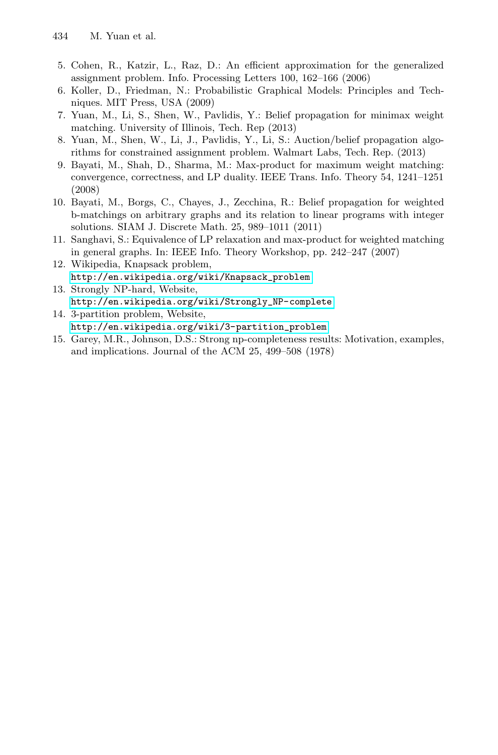5. Cohen, R., Katzir, L., Raz, D.: An efficient approximation for the generalized assignment problem. Info. Processing Letters 100, 162–166 (2006)
6. Koller, D., Friedman, N.: Probabilistic Graphical Models: Principles and Techniques. MIT Press, USA (2009)
7. Yuan, M., Li, S., Shen, W., Pavlidis, Y.: Belief propagation for minimax weight matching. University of Illinois, Tech. Rep (2013)
8. Yuan, M., Shen, W., Li, J., Pavlidis, Y., Li, S.: Auction/belief propagation algorithms for constrained assignment problem. Walmart Labs, Tech. Rep. (2013)
9. Bayati, M., Shah, D., Sharma, M.: Max-product for maximum weight matching: convergence, correctness, and LP duality. IEEE Trans. Info. Theory 54, 1241–1251 (2008)
10. Bayati, M., Borgs, C., Chayes, J., Zecchina, R.: Belief propagation for weighted b-matchings on arbitrary graphs and its relation to linear programs with integer solutions. SIAM J. Discrete Math. 25, 989–1011 (2011)
11. Sanghavi, S.: Equivalence of LP relaxation and max-product for weighted matching in general graphs. In: IEEE Info. Theory Workshop, pp. 242–247 (2007)
12. Wikipedia, Knapsack problem, http://en.wikipedia.org/wiki/Knapsack_problem
13. Strongly NP-hard, Website, http://en.wikipedia.org/wiki/Strongly_NP-complete
14. 3-partition problem, Website, http://en.wikipedia.org/wiki/3-partition_problem
15. Garey, M.R., Johnson, D.S.: Strong np-completeness results: Motivation, examples, and implications. Journal of the ACM 25, 499–508 (1978)